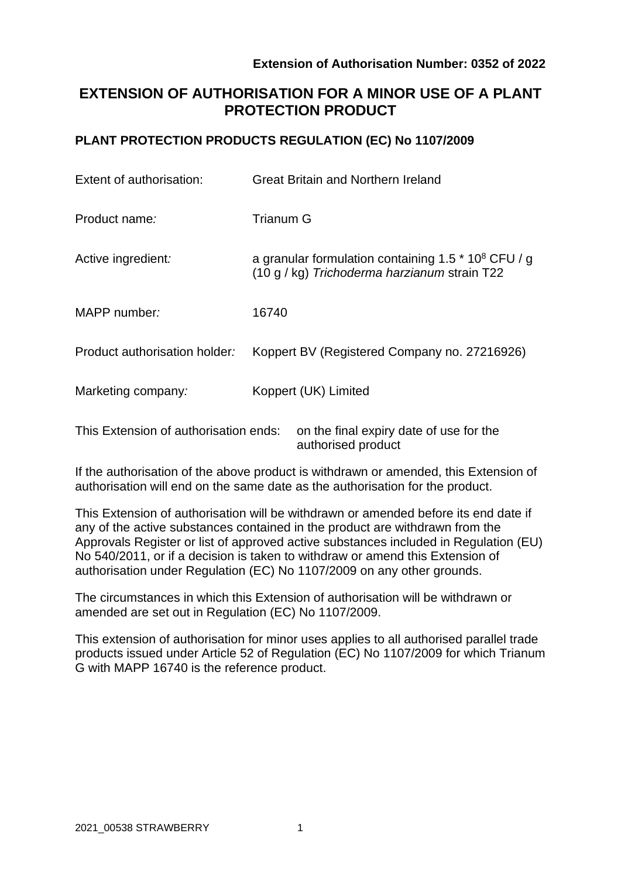**Extension of Authorisation Number: 0352 of 2022**

# EXTENSION OF AUTHORISATION FOR A MINOR USE OF A PLANT PROTECTION PRODUCT

## PLANT PROTECTION PRODUCTS REGULATION (EC) No 1107/2009

| | |
|---|---|
| Extent of authorisation: | Great Britain and Northern Ireland |
| Product name*:* | Trianum G |
| Active ingredient*:* | a granular formulation containing 1.5 * $10^8$ CFU / g (10 g / kg) *Trichoderma harzianum* strain T22 |
| MAPP number*:* | 16740 |
| Product authorisation holder*:* | Koppert BV (Registered Company no. 27216926) |
| Marketing company*:* | Koppert (UK) Limited |
| This Extension of authorisation ends: | on the final expiry date of use for the authorised product |

If the authorisation of the above product is withdrawn or amended, this Extension of authorisation will end on the same date as the authorisation for the product.

This Extension of authorisation will be withdrawn or amended before its end date if any of the active substances contained in the product are withdrawn from the Approvals Register or list of approved active substances included in Regulation (EU) No 540/2011, or if a decision is taken to withdraw or amend this Extension of authorisation under Regulation (EC) No 1107/2009 on any other grounds.

The circumstances in which this Extension of authorisation will be withdrawn or amended are set out in Regulation (EC) No 1107/2009.

This extension of authorisation for minor uses applies to all authorised parallel trade products issued under Article 52 of Regulation (EC) No 1107/2009 for which Trianum G with MAPP 16740 is the reference product.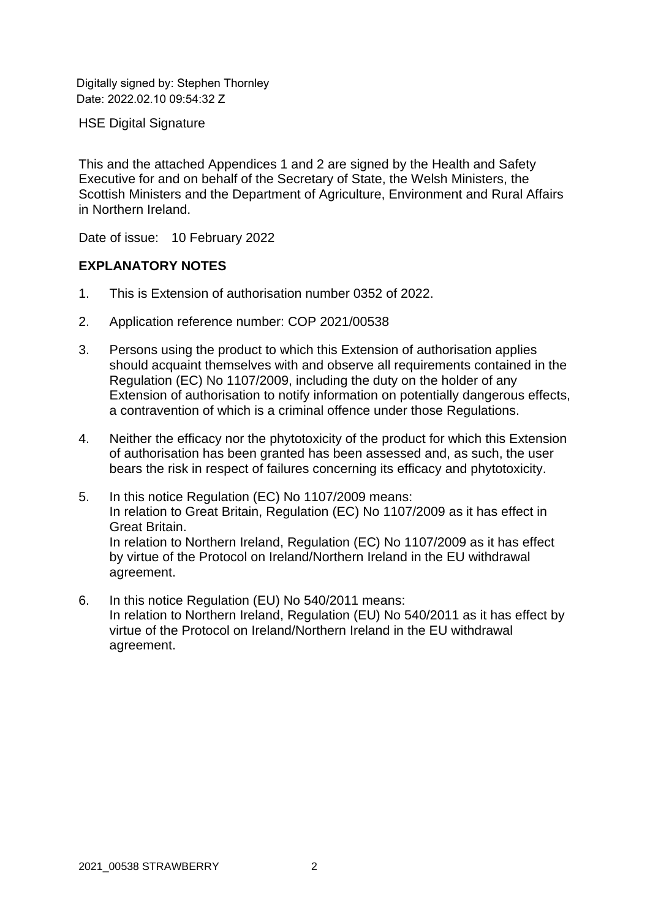Digitally signed by: Stephen Thornley
Date: 2022.02.10 09:54:32 Z

HSE Digital Signature

This and the attached Appendices 1 and 2 are signed by the Health and Safety Executive for and on behalf of the Secretary of State, the Welsh Ministers, the Scottish Ministers and the Department of Agriculture, Environment and Rural Affairs in Northern Ireland.

Date of issue: 10 February 2022

**EXPLANATORY NOTES**

1. This is Extension of authorisation number 0352 of 2022.
2. Application reference number: COP 2021/00538
3. Persons using the product to which this Extension of authorisation applies should acquaint themselves with and observe all requirements contained in the Regulation (EC) No 1107/2009, including the duty on the holder of any Extension of authorisation to notify information on potentially dangerous effects, a contravention of which is a criminal offence under those Regulations.
4. Neither the efficacy nor the phytotoxicity of the product for which this Extension of authorisation has been granted has been assessed and, as such, the user bears the risk in respect of failures concerning its efficacy and phytotoxicity.
5. In this notice Regulation (EC) No 1107/2009 means:
   In relation to Great Britain, Regulation (EC) No 1107/2009 as it has effect in Great Britain.
   In relation to Northern Ireland, Regulation (EC) No 1107/2009 as it has effect by virtue of the Protocol on Ireland/Northern Ireland in the EU withdrawal agreement.
6. In this notice Regulation (EU) No 540/2011 means:
   In relation to Northern Ireland, Regulation (EU) No 540/2011 as it has effect by virtue of the Protocol on Ireland/Northern Ireland in the EU withdrawal agreement.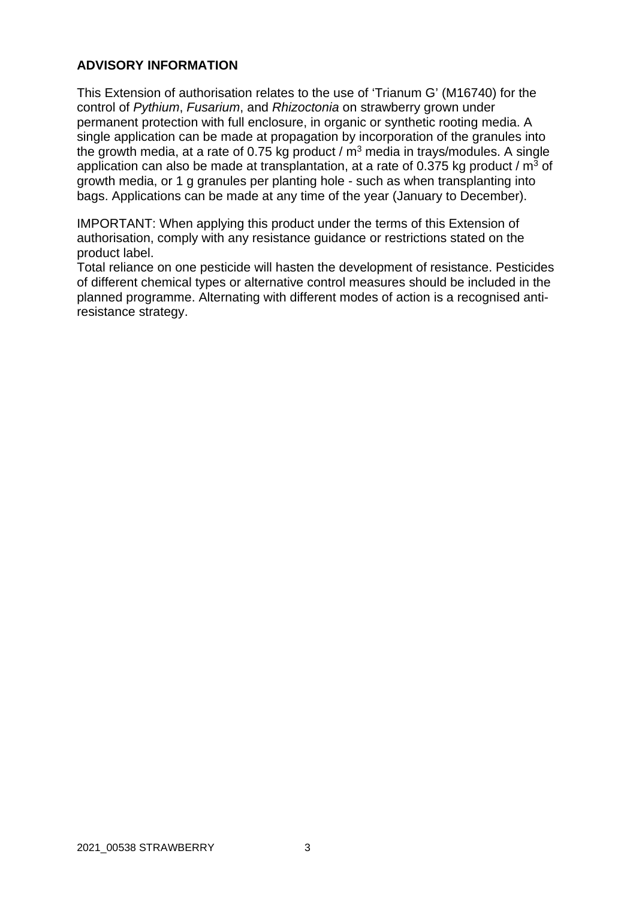**ADVISORY INFORMATION**

This Extension of authorisation relates to the use of 'Trianum G' (M16740) for the control of *Pythium*, *Fusarium*, and *Rhizoctonia* on strawberry grown under permanent protection with full enclosure, in organic or synthetic rooting media. A single application can be made at propagation by incorporation of the granules into the growth media, at a rate of 0.75 kg product / $m^3$ media in trays/modules. A single application can also be made at transplantation, at a rate of 0.375 kg product / $m^3$ of growth media, or 1 g granules per planting hole - such as when transplanting into bags. Applications can be made at any time of the year (January to December).

IMPORTANT: When applying this product under the terms of this Extension of authorisation, comply with any resistance guidance or restrictions stated on the product label.
Total reliance on one pesticide will hasten the development of resistance. Pesticides of different chemical types or alternative control measures should be included in the planned programme. Alternating with different modes of action is a recognised anti-resistance strategy.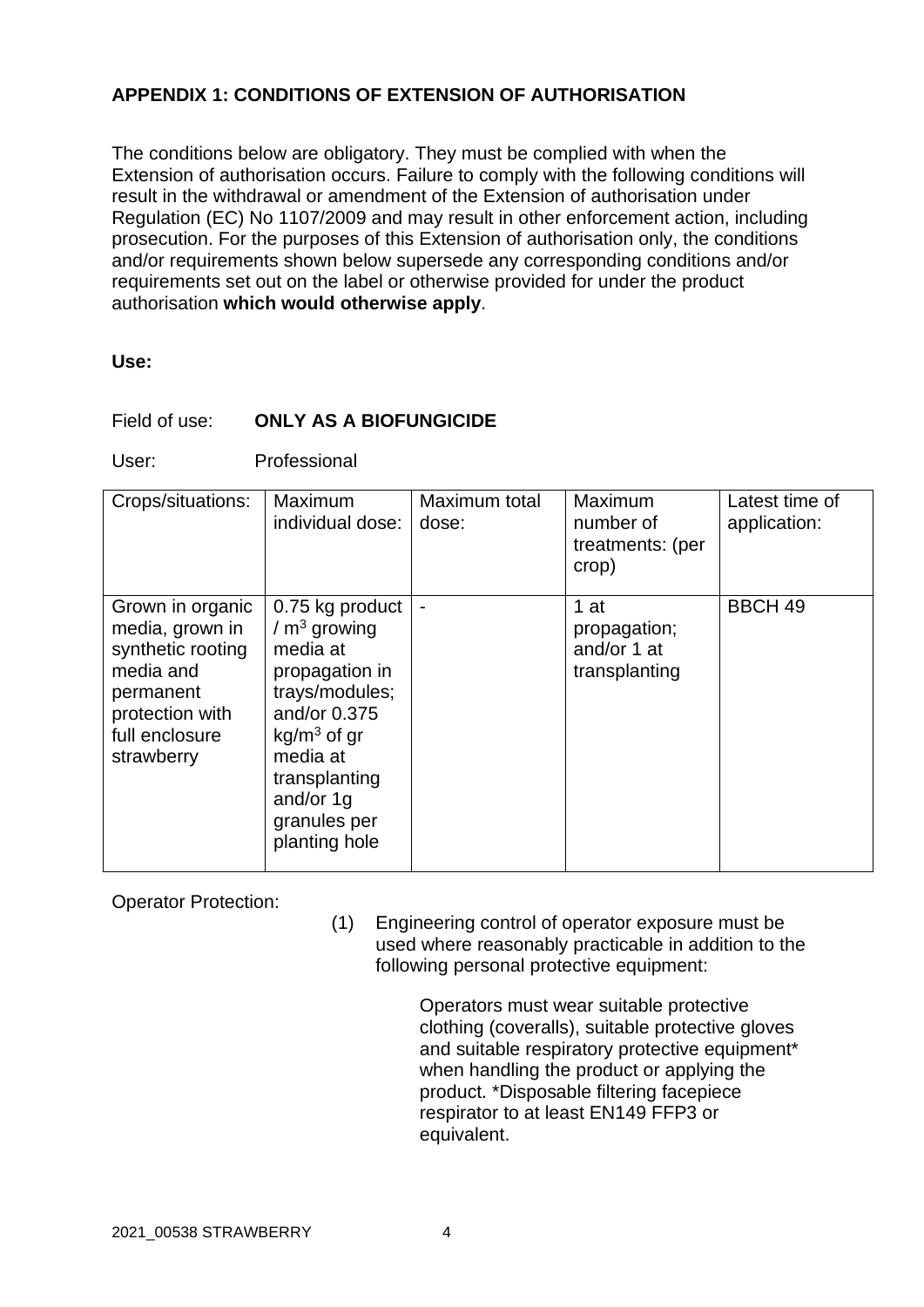## APPENDIX 1: CONDITIONS OF EXTENSION OF AUTHORISATION

The conditions below are obligatory. They must be complied with when the Extension of authorisation occurs. Failure to comply with the following conditions will result in the withdrawal or amendment of the Extension of authorisation under Regulation (EC) No 1107/2009 and may result in other enforcement action, including prosecution. For the purposes of this Extension of authorisation only, the conditions and/or requirements shown below supersede any corresponding conditions and/or requirements set out on the label or otherwise provided for under the product authorisation **which would otherwise apply**.

**Use:**

Field of use: **ONLY AS A BIOFUNGICIDE**

User: Professional

| Crops/situations: | Maximum individual dose: | Maximum total dose: | Maximum number of treatments: (per crop) | Latest time of application: |
|---|---|---|---|---|
| Grown in organic media, grown in synthetic rooting media and permanent protection with full enclosure strawberry | 0.75 kg product / $m^3$ growing media at propagation in trays/modules; and/or 0.375 $kg/m^3$ of gr media at transplanting and/or 1g granules per planting hole | - | 1 at propagation; and/or 1 at transplanting | BBCH 49 |

Operator Protection:

(1) Engineering control of operator exposure must be used where reasonably practicable in addition to the following personal protective equipment:

Operators must wear suitable protective clothing (coveralls), suitable protective gloves and suitable respiratory protective equipment* when handling the product or applying the product. *Disposable filtering facepiece respirator to at least EN149 FFP3 or equivalent.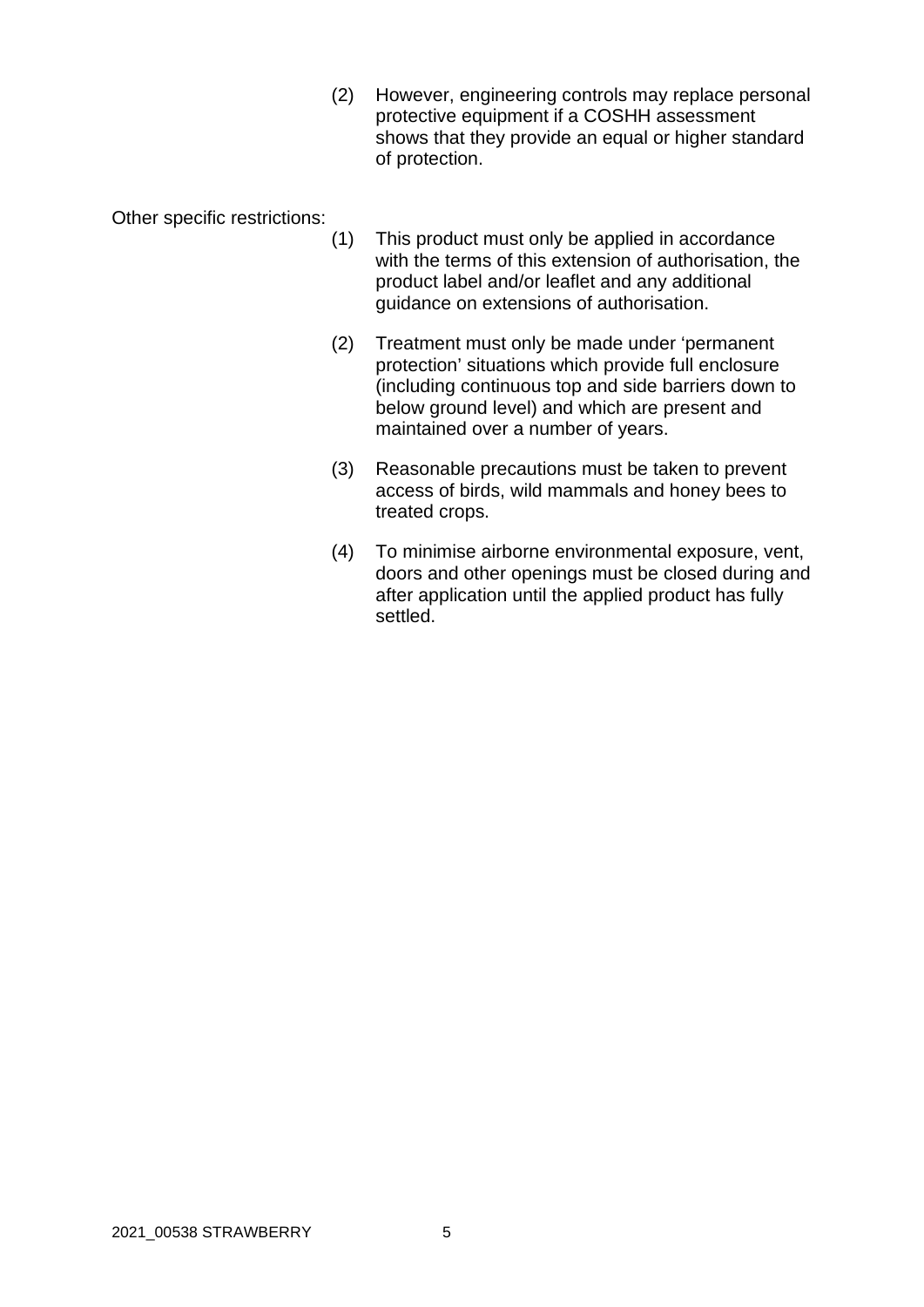(2) However, engineering controls may replace personal protective equipment if a COSHH assessment shows that they provide an equal or higher standard of protection.

Other specific restrictions:

(1) This product must only be applied in accordance with the terms of this extension of authorisation, the product label and/or leaflet and any additional guidance on extensions of authorisation.

(2) Treatment must only be made under 'permanent protection' situations which provide full enclosure (including continuous top and side barriers down to below ground level) and which are present and maintained over a number of years.

(3) Reasonable precautions must be taken to prevent access of birds, wild mammals and honey bees to treated crops.

(4) To minimise airborne environmental exposure, vent, doors and other openings must be closed during and after application until the applied product has fully settled.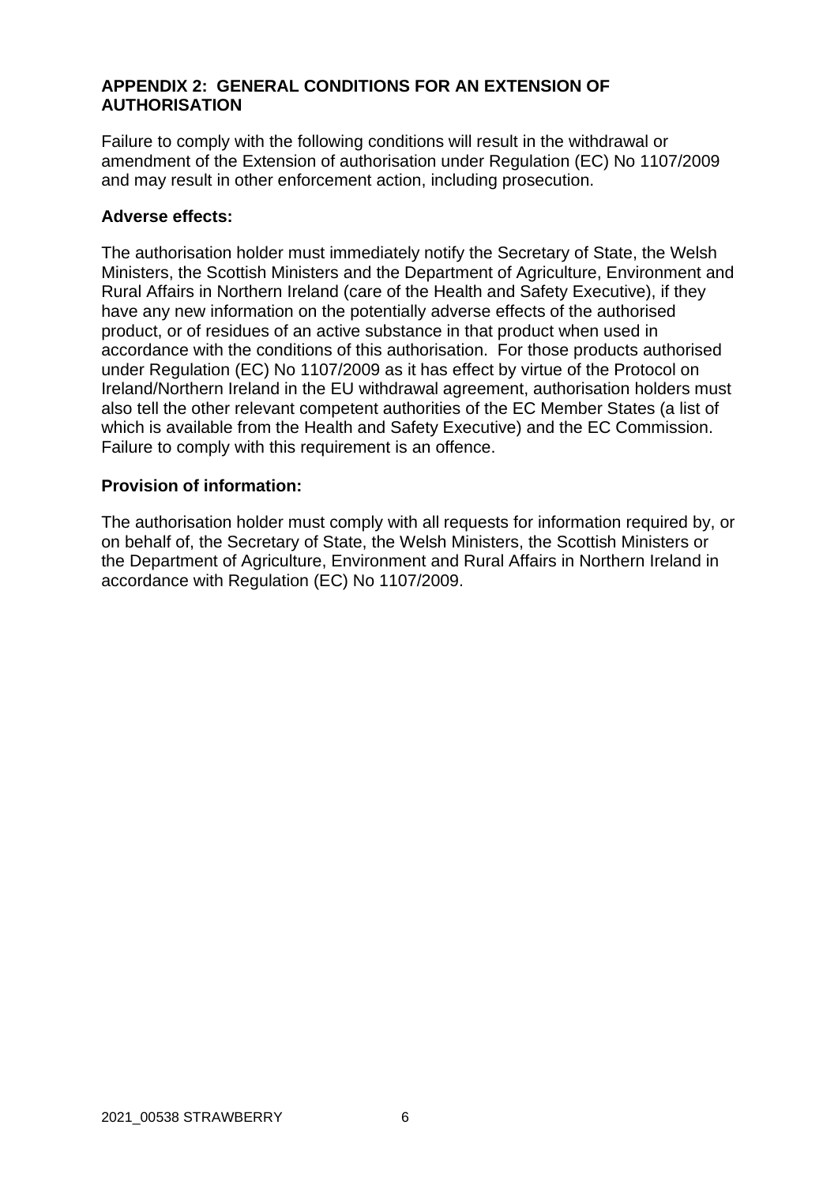## APPENDIX 2: GENERAL CONDITIONS FOR AN EXTENSION OF AUTHORISATION

Failure to comply with the following conditions will result in the withdrawal or amendment of the Extension of authorisation under Regulation (EC) No 1107/2009 and may result in other enforcement action, including prosecution.

**Adverse effects:**

The authorisation holder must immediately notify the Secretary of State, the Welsh Ministers, the Scottish Ministers and the Department of Agriculture, Environment and Rural Affairs in Northern Ireland (care of the Health and Safety Executive), if they have any new information on the potentially adverse effects of the authorised product, or of residues of an active substance in that product when used in accordance with the conditions of this authorisation. For those products authorised under Regulation (EC) No 1107/2009 as it has effect by virtue of the Protocol on Ireland/Northern Ireland in the EU withdrawal agreement, authorisation holders must also tell the other relevant competent authorities of the EC Member States (a list of which is available from the Health and Safety Executive) and the EC Commission. Failure to comply with this requirement is an offence.

**Provision of information:**

The authorisation holder must comply with all requests for information required by, or on behalf of, the Secretary of State, the Welsh Ministers, the Scottish Ministers or the Department of Agriculture, Environment and Rural Affairs in Northern Ireland in accordance with Regulation (EC) No 1107/2009.